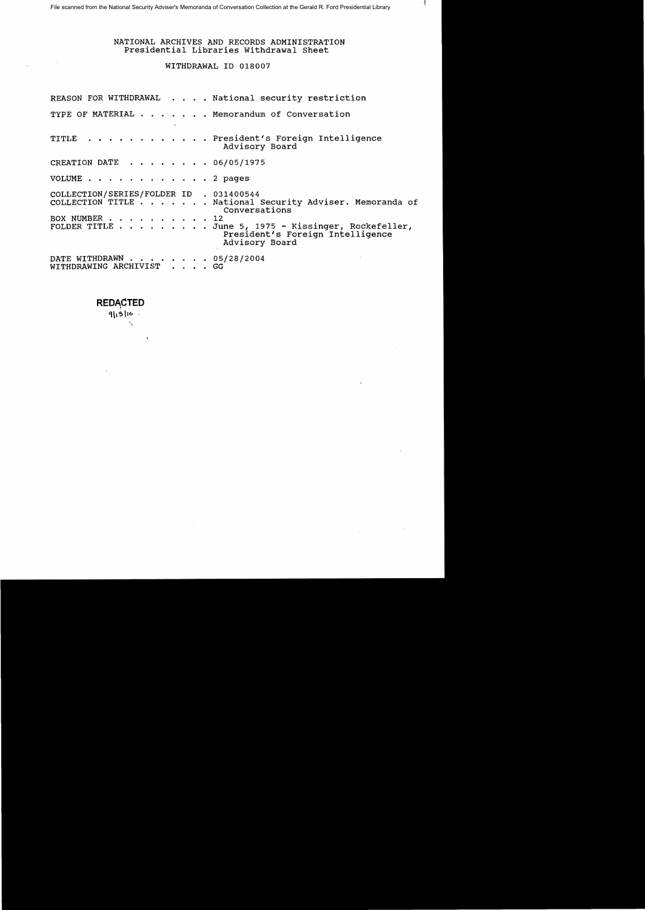NATIONAL ARCHIVES AND RECORDS ADMINISTRATION
Presidential Libraries Withdrawal Sheet

WITHDRAWAL ID 018007

| | |
|---|---|
| REASON FOR WITHDRAWAL | National security restriction |
| TYPE OF MATERIAL | Memorandum of Conversation |
| TITLE | President's Foreign Intelligence Advisory Board |
| CREATION DATE | 06/05/1975 |
| VOLUME | 2 pages |
| COLLECTION/SERIES/FOLDER ID | 031400544 |
| COLLECTION TITLE | National Security Adviser. Memoranda of Conversations |
| BOX NUMBER | 12 |
| FOLDER TITLE | June 5, 1975 - Kissinger, Rockefeller, President's Foreign Intelligence Advisory Board |
| DATE WITHDRAWN | 05/28/2004 |
| WITHDRAWING ARCHIVIST | GG |

**REDACTED**
9/13/16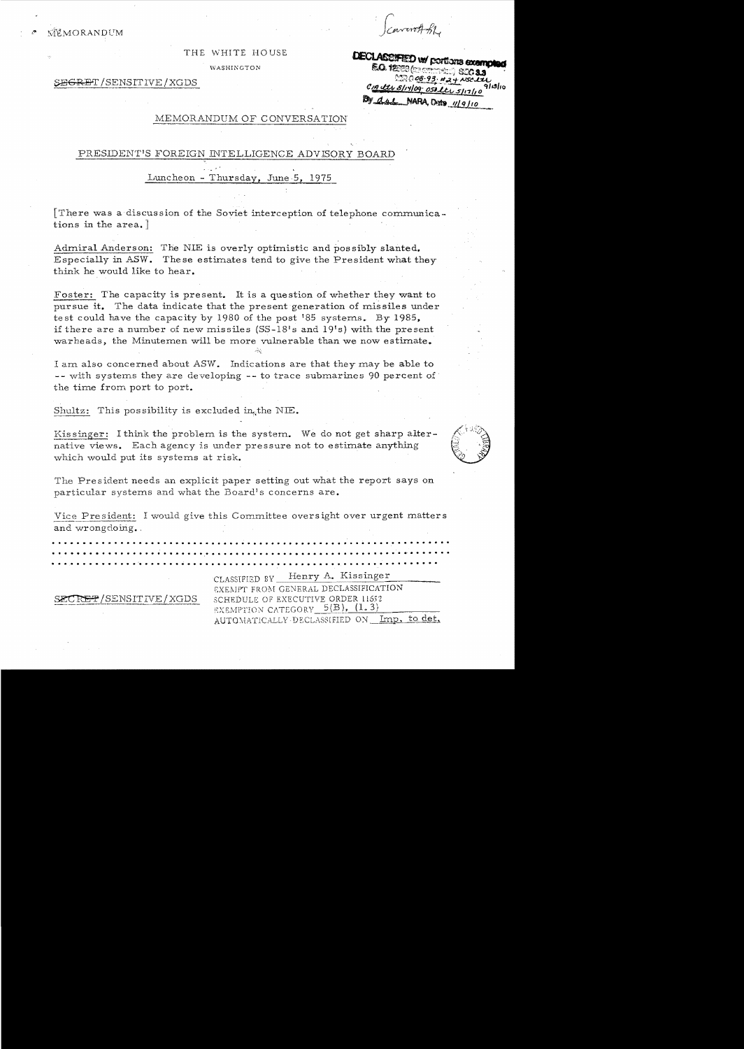MEMORANDUM

Scowcroft file

THE WHITE HOUSE

WASHINGTON

DECLASSIFIED w/ portions exempted
E.O. 12958 (as amended) SEC 3.3
MR 08-93; #24 NSC ltr
CIA ltr 8/14/09; OSD ltr 5/17/10 9/13/10
By dal NARA, Date 11/9/10

~~SECRET~~/SENSITIVE/XGDS

MEMORANDUM OF CONVERSATION

PRESIDENT'S FOREIGN INTELLIGENCE ADVISORY BOARD

Luncheon - Thursday, June 5, 1975

[There was a discussion of the Soviet interception of telephone communications in the area.]

Admiral Anderson: The NIE is overly optimistic and possibly slanted. Especially in ASW. These estimates tend to give the President what they think he would like to hear.

Foster: The capacity is present. It is a question of whether they want to pursue it. The data indicate that the present generation of missiles under test could have the capacity by 1980 of the post '85 systems. By 1985, if there are a number of new missiles (SS-18's and 19's) with the present warheads, the Minutemen will be more vulnerable than we now estimate.

I am also concerned about ASW. Indications are that they may be able to -- with systems they are developing -- to trace submarines 90 percent of the time from port to port.

Shultz: This possibility is excluded in the NIE.

Kissinger: I think the problem is the system. We do not get sharp alternative views. Each agency is under pressure not to estimate anything which would put its systems at risk.

The President needs an explicit paper setting out what the report says on particular systems and what the Board's concerns are.

Vice President: I would give this Committee oversight over urgent matters and wrongdoing.

.................................................................
.................................................................
.................................................................

~~SECRET~~/SENSITIVE/XGDS

CLASSIFIED BY Henry A. Kissinger
EXEMPT FROM GENERAL DECLASSIFICATION
SCHEDULE OF EXECUTIVE ORDER 11652
EXEMPTION CATEGORY 5(B), (1.3)
AUTOMATICALLY DECLASSIFIED ON Imp. to det.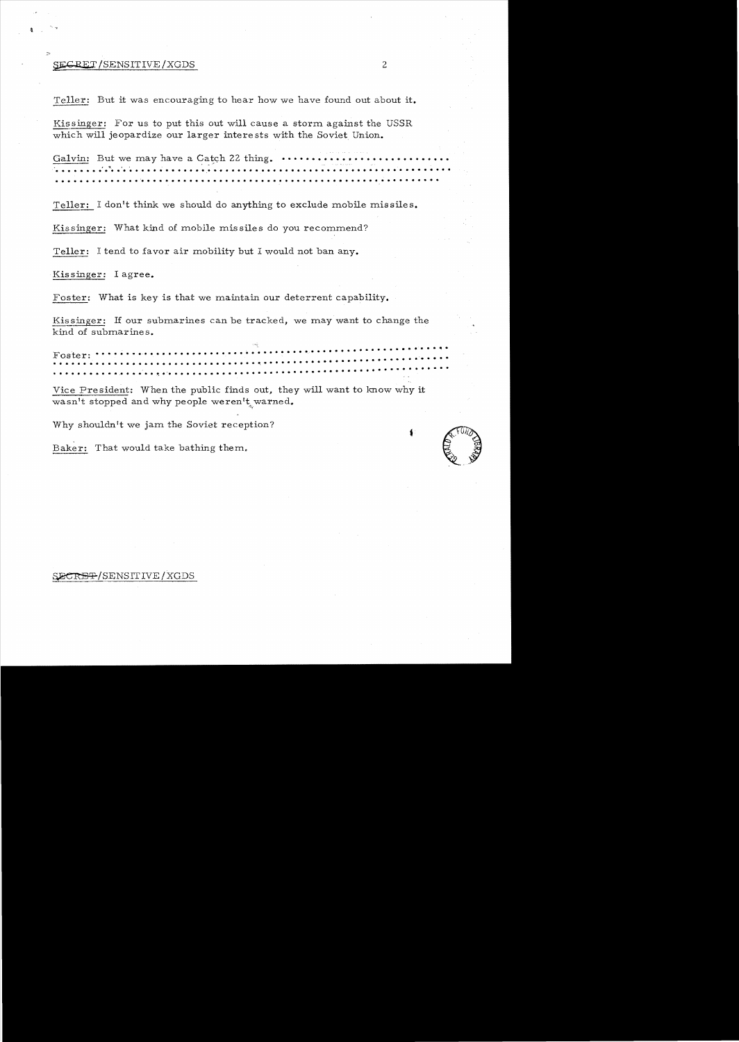SECRET/SENSITIVE/XGDS

Teller: But it was encouraging to hear how we have found out about it.

Kissinger: For us to put this out will cause a storm against the USSR which will jeopardize our larger interests with the Soviet Union.

Galvin: But we may have a Catch 22 thing. ..........................
..............................................................................
..............................................................................

Teller: I don't think we should do anything to exclude mobile missiles.

Kissinger: What kind of mobile missiles do you recommend?

Teller: I tend to favor air mobility but I would not ban any.

Kissinger: I agree.

Foster: What is key is that we maintain our deterrent capability.

Kissinger: If our submarines can be tracked, we may want to change the kind of submarines.

Foster: ..........................................................................
..............................................................................
..............................................................................

Vice President: When the public finds out, they will want to know why it wasn't stopped and why people weren't warned.

Why shouldn't we jam the Soviet reception?

Baker: That would take bathing them.

SECRET/SENSITIVE/XGDS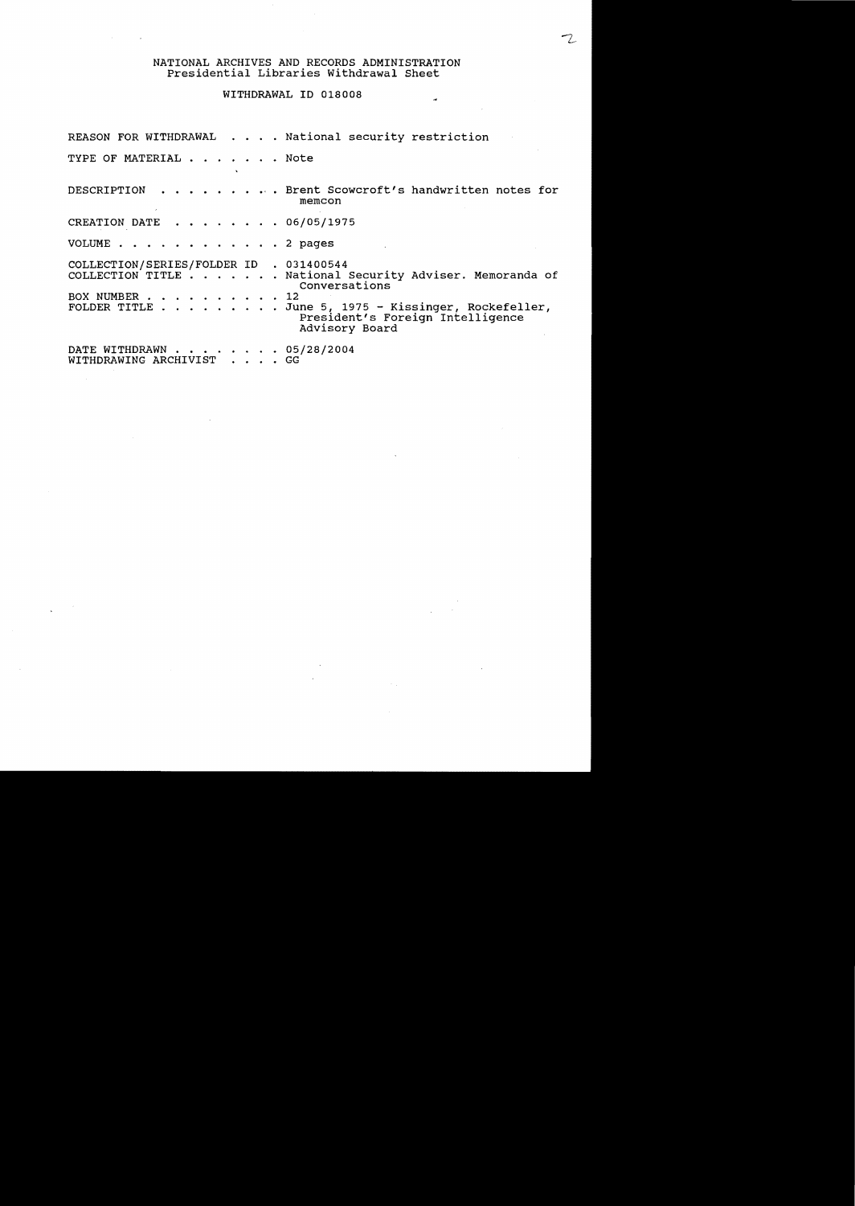NATIONAL ARCHIVES AND RECORDS ADMINISTRATION
Presidential Libraries Withdrawal Sheet

WITHDRAWAL ID 018008

REASON FOR WITHDRAWAL . . . . National security restriction

TYPE OF MATERIAL . . . . . . . Note

DESCRIPTION . . . . . . . . . Brent Scowcroft's handwritten notes for memcon

CREATION DATE . . . . . . . . 06/05/1975

VOLUME . . . . . . . . . . . . 2 pages

COLLECTION/SERIES/FOLDER ID . 031400544
COLLECTION TITLE . . . . . . . National Security Adviser. Memoranda of Conversations
BOX NUMBER . . . . . . . . . . 12
FOLDER TITLE . . . . . . . . . June 5, 1975 - Kissinger, Rockefeller, President's Foreign Intelligence Advisory Board

DATE WITHDRAWN . . . . . . . . 05/28/2004
WITHDRAWING ARCHIVIST . . . . GG